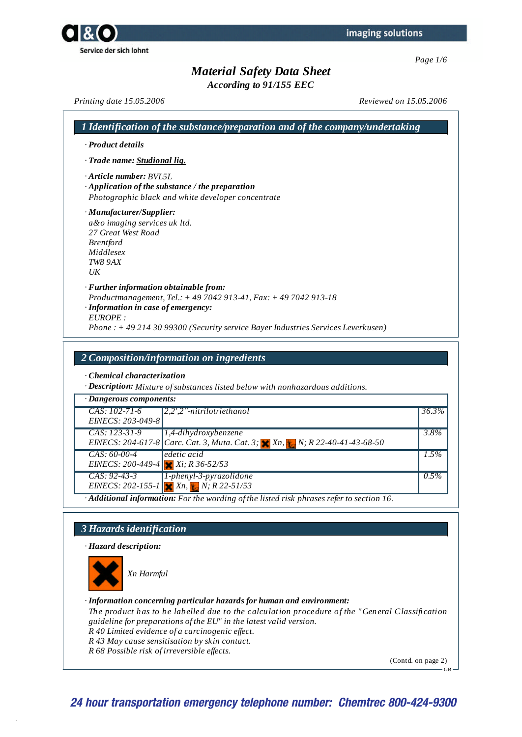# Material Safety Data Sheet

*According to 91/155 EEC*

*Printing date 15.05.2006* *Reviewed on 15.05.2006*

## 1 Identification of the substance/preparation and of the company/undertaking

· **Product details**

· **Trade name:** Studional liq.

· **Article number:** BVL5L

· **Application of the substance / the preparation**
Photographic black and white developer concentrate

· **Manufacturer/Supplier:**
a&o imaging services uk ltd.
27 Great West Road
Brentford
Middlesex
TW8 9AX
UK

· **Further information obtainable from:**
Productmanagement, Tel.: + 49 7042 913-41, Fax: + 49 7042 913-18

· **Information in case of emergency:**
EUROPE :
Phone : + 49 214 30 99300 (Security service Bayer Industries Services Leverkusen)

## 2 Composition/information on ingredients

· **Chemical characterization**

· **Description:** Mixture of substances listed below with nonhazardous additions.

· **Dangerous components:**

| | | |
|---|---|---|
| CAS: 102-71-6<br>EINECS: 203-049-8 | 2,2',2''-nitrilotriethanol | 36.3% |
| CAS: 123-31-9<br>EINECS: 204-617-8 | 1,4-dihydroxybenzene<br>Carc. Cat. 3, Muta. Cat. 3; Xn, N; R 22-40-41-43-68-50 | 3.8% |
| CAS: 60-00-4<br>EINECS: 200-449-4 | edetic acid<br>Xi; R 36-52/53 | 1.5% |
| CAS: 92-43-3<br>EINECS: 202-155-1 | 1-phenyl-3-pyrazolidone<br>Xn, N; R 22-51/53 | 0.5% |

· **Additional information:** For the wording of the listed risk phrases refer to section 16.

## 3 Hazards identification

· **Hazard description:**

Xn Harmful

· **Information concerning particular hazards for human and environment:**
The product has to be labelled due to the calculation procedure of the "General Classification guideline for preparations of the EU" in the latest valid version.
R 40 Limited evidence of a carcinogenic effect.
R 43 May cause sensitisation by skin contact.
R 68 Possible risk of irreversible effects.

(Contd. on page 2)

24 hour transportation emergency telephone number: Chemtrec 800-424-9300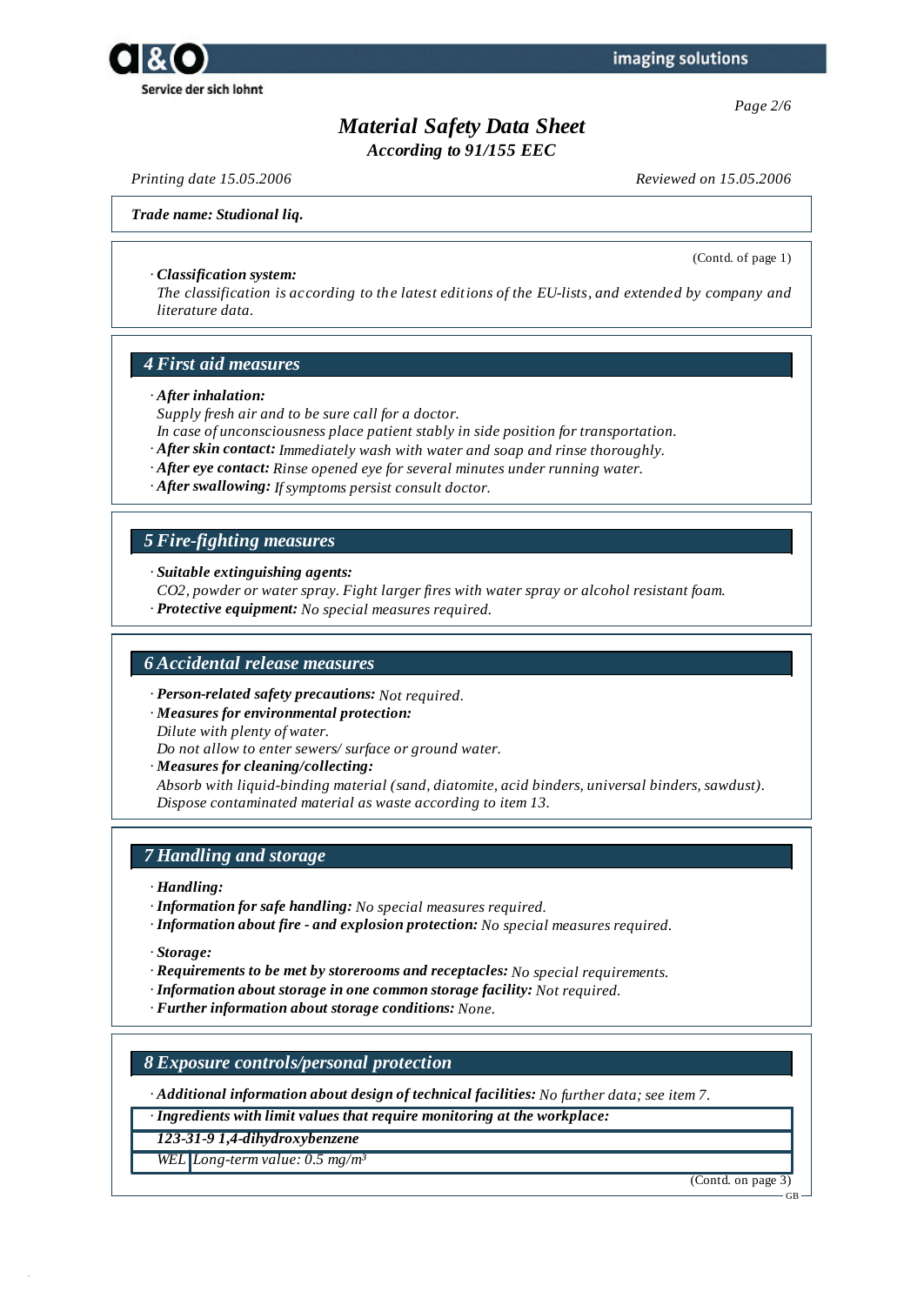**Trade name: Studional liq.**

(Contd. of page 1)

· ***Classification system:***
*The classification is according to the latest editions of the EU-lists, and extended by company and literature data.*

## 4 First aid measures

· ***After inhalation:***
*Supply fresh air and to be sure call for a doctor.*
*In case of unconsciousness place patient stably in side position for transportation.*
· ***After skin contact:*** *Immediately wash with water and soap and rinse thoroughly.*
· ***After eye contact:*** *Rinse opened eye for several minutes under running water.*
· ***After swallowing:*** *If symptoms persist consult doctor.*

## 5 Fire-fighting measures

· ***Suitable extinguishing agents:***
*$CO_2$, powder or water spray. Fight larger fires with water spray or alcohol resistant foam.*
· ***Protective equipment:*** *No special measures required.*

## 6 Accidental release measures

· ***Person-related safety precautions:*** *Not required.*
· ***Measures for environmental protection:***
*Dilute with plenty of water.*
*Do not allow to enter sewers/ surface or ground water.*
· ***Measures for cleaning/collecting:***
*Absorb with liquid-binding material (sand, diatomite, acid binders, universal binders, sawdust).*
*Dispose contaminated material as waste according to item 13.*

## 7 Handling and storage

· ***Handling:***
· ***Information for safe handling:*** *No special measures required.*
· ***Information about fire - and explosion protection:*** *No special measures required.*

· ***Storage:***
· ***Requirements to be met by storerooms and receptacles:*** *No special requirements.*
· ***Information about storage in one common storage facility:*** *Not required.*
· ***Further information about storage conditions:*** *None.*

## 8 Exposure controls/personal protection

· ***Additional information about design of technical facilities:*** *No further data; see item 7.*

| · ***Ingredients with limit values that require monitoring at the workplace:*** | |
|---|---|
| ***123-31-9 1,4-dihydroxybenzene*** | |
| *WEL* | *Long-term value: 0.5 mg/m³* |

(Contd. on page 3)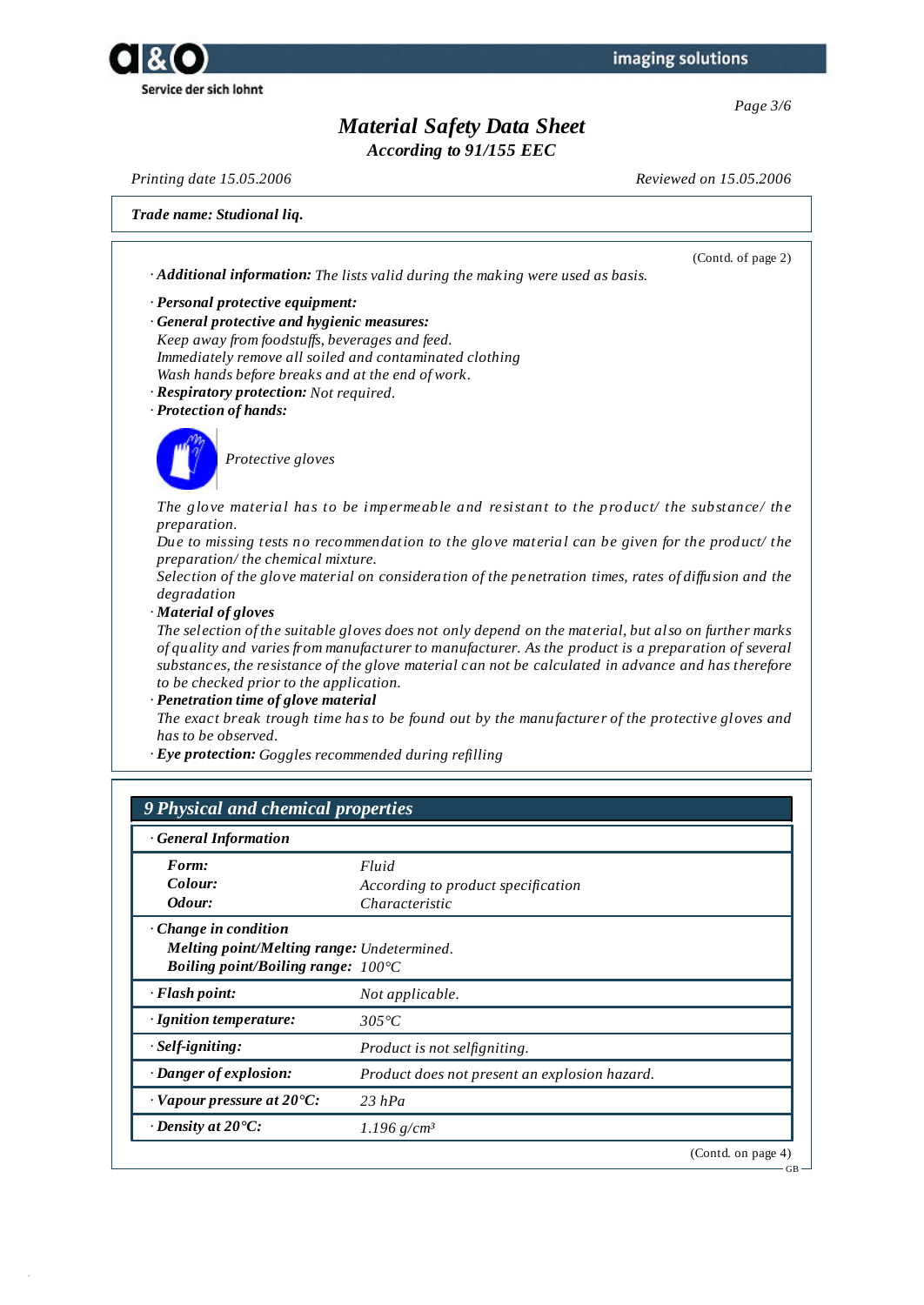*Material Safety Data Sheet*
*According to 91/155 EEC*

*Printing date 15.05.2006* *Reviewed on 15.05.2006*

***Trade name: Studional liq.***

(Contd. of page 2)

· ***Additional information:*** *The lists valid during the making were used as basis.*

· ***Personal protective equipment:***
· ***General protective and hygienic measures:***
*Keep away from foodstuffs, beverages and feed.*
*Immediately remove all soiled and contaminated clothing*
*Wash hands before breaks and at the end of work.*
· ***Respiratory protection:*** *Not required.*
· ***Protection of hands:***

*Protective gloves*

*The glove material has to be impermeable and resistant to the product/ the substance/ the preparation.*
*Due to missing tests no recommendation to the glove material can be given for the product/ the preparation/ the chemical mixture.*
*Selection of the glove material on consideration of the penetration times, rates of diffusion and the degradation*
· ***Material of gloves***
*The selection of the suitable gloves does not only depend on the material, but also on further marks of quality and varies from manufacturer to manufacturer. As the product is a preparation of several substances, the resistance of the glove material can not be calculated in advance and has therefore to be checked prior to the application.*
· ***Penetration time of glove material***
*The exact break trough time has to be found out by the manufacturer of the protective gloves and has to be observed.*
· ***Eye protection:*** *Goggles recommended during refilling*

## 9 Physical and chemical properties

| · ***General Information*** | |
|---|---|
| ***Form:*** | *Fluid* |
| ***Colour:*** | *According to product specification* |
| ***Odour:*** | *Characteristic* |
| · ***Change in condition*** | |
| ***Melting point/Melting range:*** | *Undetermined.* |
| ***Boiling point/Boiling range:*** | *100°C* |
| · ***Flash point:*** | *Not applicable.* |
| · ***Ignition temperature:*** | *305°C* |
| · ***Self-igniting:*** | *Product is not selfigniting.* |
| · ***Danger of explosion:*** | *Product does not present an explosion hazard.* |
| · ***Vapour pressure at 20°C:*** | *23 hPa* |
| · ***Density at 20°C:*** | *1.196 g/cm³* |

(Contd. on page 4)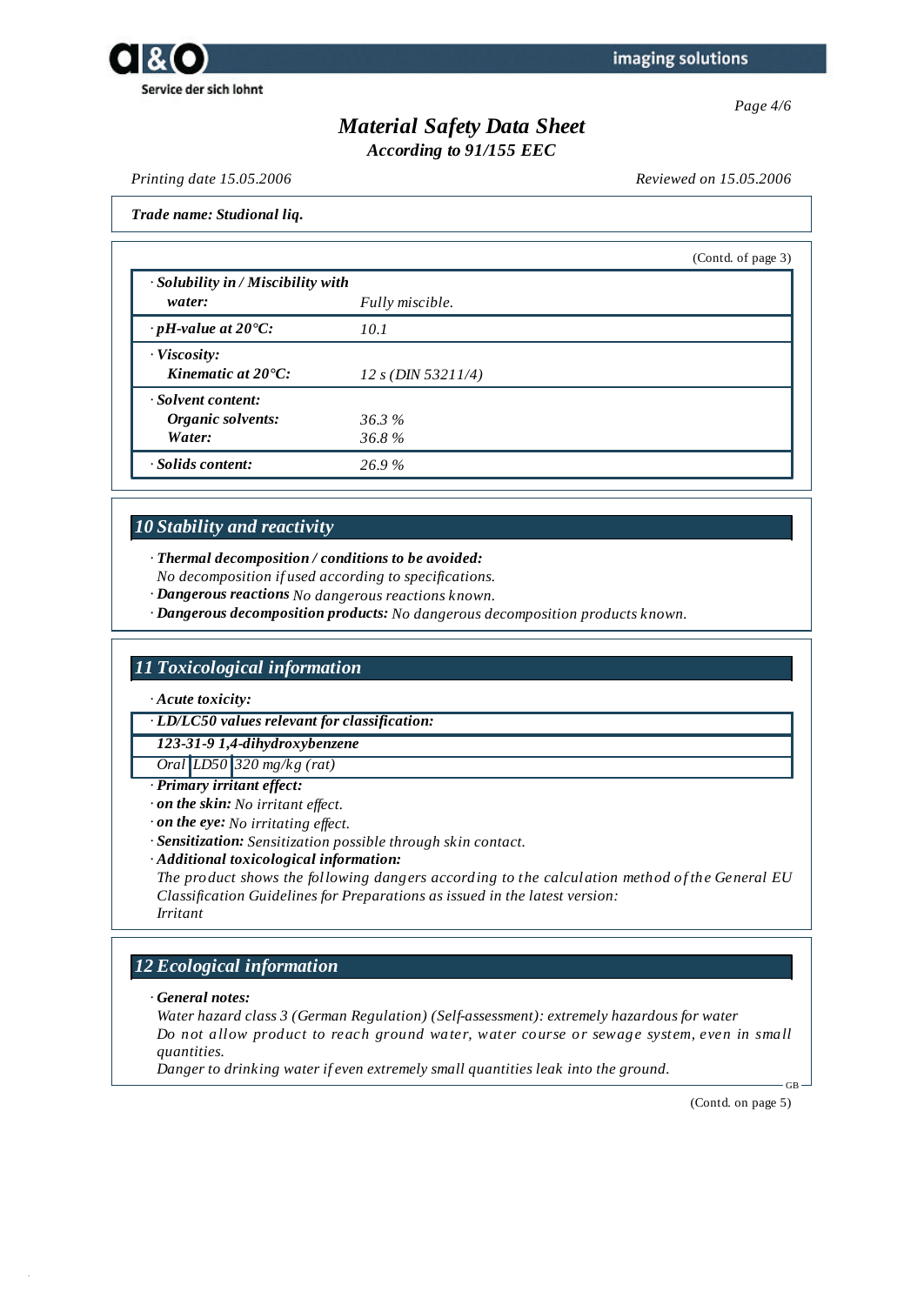**Trade name: Studional liq.**

(Contd. of page 3)

| | |
|---|---|
| · **Solubility in / Miscibility with water:** | Fully miscible. |
| · **pH-value at 20°C:** | 10.1 |
| · **Viscosity:** | |
| **Kinematic at 20°C:** | 12 s (DIN 53211/4) |
| · **Solvent content:** | |
| **Organic solvents:** | 36.3 % |
| **Water:** | 36.8 % |
| · **Solids content:** | 26.9 % |

## 10 Stability and reactivity

· **Thermal decomposition / conditions to be avoided:**
No decomposition if used according to specifications.
· **Dangerous reactions** No dangerous reactions known.
· **Dangerous decomposition products:** No dangerous decomposition products known.

## 11 Toxicological information

· **Acute toxicity:**

| · **LD/LC50 values relevant for classification:** | | |
|---|---|---|
| **123-31-9 1,4-dihydroxybenzene** | | |
| Oral | LD50 | 320 mg/kg (rat) |

· **Primary irritant effect:**
· **on the skin:** No irritant effect.
· **on the eye:** No irritating effect.
· **Sensitization:** Sensitization possible through skin contact.
· **Additional toxicological information:**
The product shows the following dangers according to the calculation method of the General EU Classification Guidelines for Preparations as issued in the latest version:
Irritant

## 12 Ecological information

· **General notes:**
Water hazard class 3 (German Regulation) (Self-assessment): extremely hazardous for water
Do not allow product to reach ground water, water course or sewage system, even in small quantities.
Danger to drinking water if even extremely small quantities leak into the ground.

(Contd. on page 5)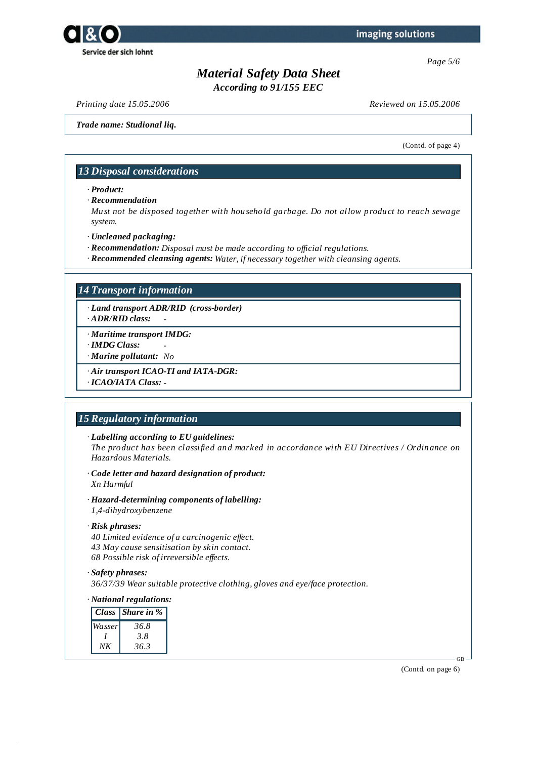# Material Safety Data Sheet

*According to 91/155 EEC*

*Printing date 15.05.2006* *Reviewed on 15.05.2006*

***Trade name: Studional liq.***

(Contd. of page 4)

## 13 Disposal considerations

· ***Product:***

· ***Recommendation***

*Must not be disposed together with household garbage. Do not allow product to reach sewage system.*

· ***Uncleaned packaging:***

· ***Recommendation:*** *Disposal must be made according to official regulations.*

· ***Recommended cleansing agents:*** *Water, if necessary together with cleansing agents.*

## 14 Transport information

· ***Land transport ADR/RID (cross-border)***

· ***ADR/RID class:*** -

· ***Maritime transport IMDG:***

· ***IMDG Class:*** -

· ***Marine pollutant:*** *No*

· ***Air transport ICAO-TI and IATA-DGR:***

· ***ICAO/IATA Class:*** -

## 15 Regulatory information

· ***Labelling according to EU guidelines:***

*The product has been classified and marked in accordance with EU Directives / Ordinance on Hazardous Materials.*

· ***Code letter and hazard designation of product:***

*Xn Harmful*

· ***Hazard-determining components of labelling:***

*1,4-dihydroxybenzene*

· ***Risk phrases:***

*40 Limited evidence of a carcinogenic effect.*

*43 May cause sensitisation by skin contact.*

*68 Possible risk of irreversible effects.*

· ***Safety phrases:***

*36/37/39 Wear suitable protective clothing, gloves and eye/face protection.*

· ***National regulations:***

| Class | Share in % |
|---|---|
| Wasser | 36.8 |
| I | 3.8 |
| NK | 36.3 |

(Contd. on page 6)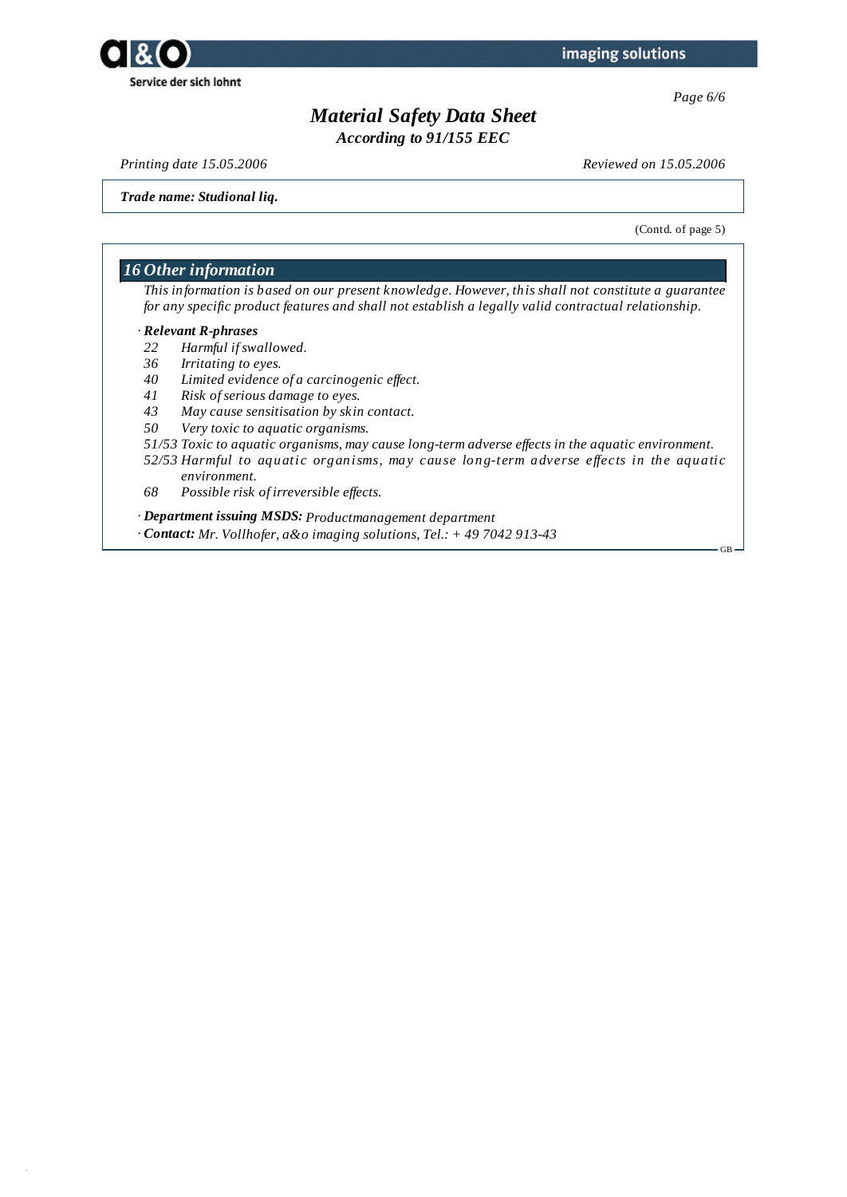# Material Safety Data Sheet

*According to 91/155 EEC*

*Printing date 15.05.2006* *Reviewed on 15.05.2006*

***Trade name: Studional liq.***

(Contd. of page 5)

## 16 Other information

*This information is based on our present knowledge. However, this shall not constitute a guarantee for any specific product features and shall not establish a legally valid contractual relationship.*

· ***Relevant R-phrases***

*22 Harmful if swallowed.*
*36 Irritating to eyes.*
*40 Limited evidence of a carcinogenic effect.*
*41 Risk of serious damage to eyes.*
*43 May cause sensitisation by skin contact.*
*50 Very toxic to aquatic organisms.*
*51/53 Toxic to aquatic organisms, may cause long-term adverse effects in the aquatic environment.*
*52/53 Harmful to aquatic organisms, may cause long-term adverse effects in the aquatic environment.*
*68 Possible risk of irreversible effects.*

· ***Department issuing MSDS:*** *Productmanagement department*

· ***Contact:*** *Mr. Vollhofer, a&o imaging solutions, Tel.: + 49 7042 913-43*

GB